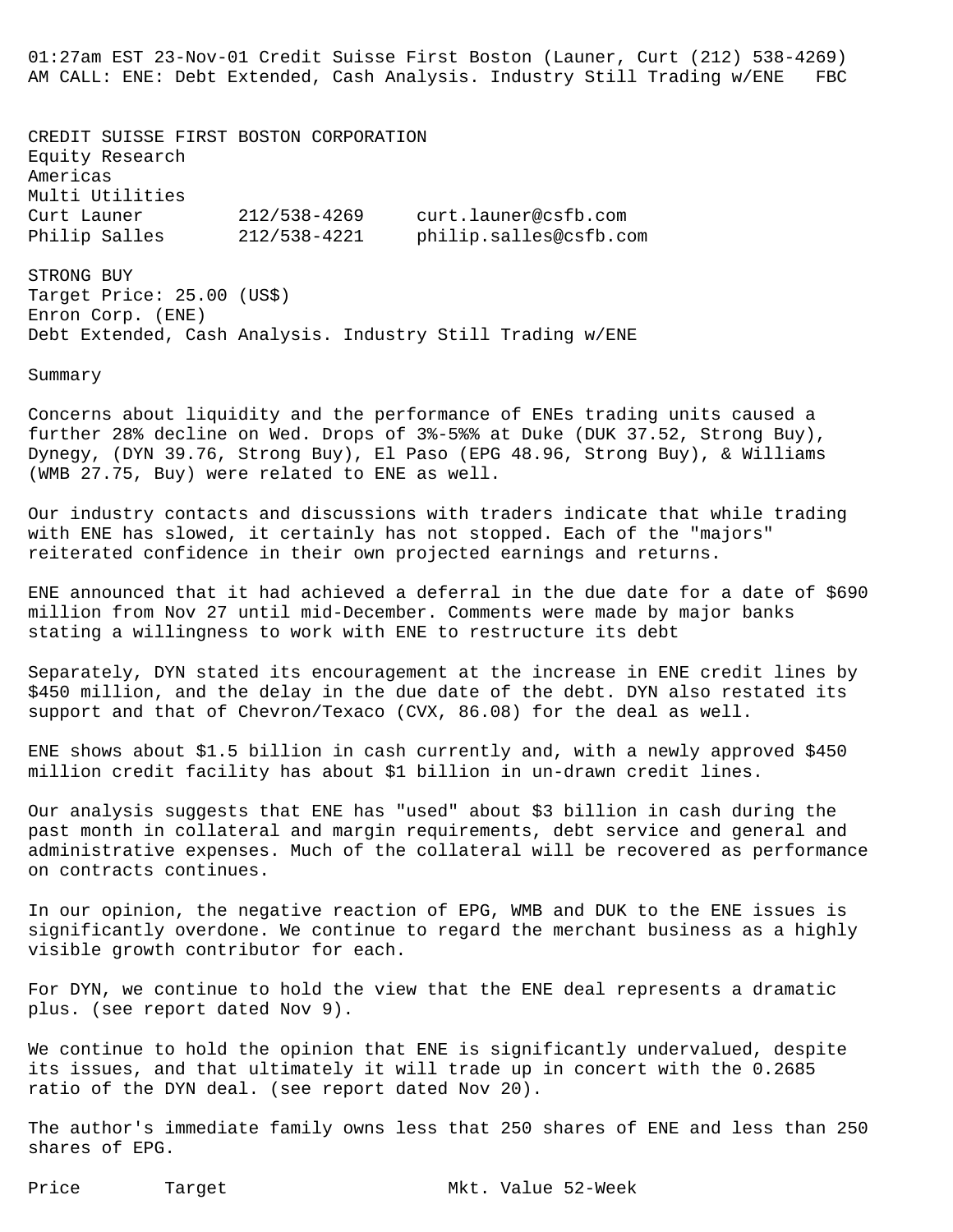01:27am EST 23-Nov-01 Credit Suisse First Boston (Launer, Curt (212) 538-4269)
AM CALL: ENE: Debt Extended, Cash Analysis. Industry Still Trading w/ENE   FBC

CREDIT SUISSE FIRST BOSTON CORPORATION
Equity Research
Americas
Multi Utilities

| | | |
|---|---|---|
| Curt Launer | 212/538-4269 | curt.launer@csfb.com |
| Philip Salles | 212/538-4221 | philip.salles@csfb.com |

STRONG BUY
Target Price: 25.00 (US$)
Enron Corp. (ENE)
Debt Extended, Cash Analysis. Industry Still Trading w/ENE

Summary

Concerns about liquidity and the performance of ENEs trading units caused a further 28% decline on Wed. Drops of 3%-5%% at Duke (DUK 37.52, Strong Buy), Dynegy, (DYN 39.76, Strong Buy), El Paso (EPG 48.96, Strong Buy), & Williams (WMB 27.75, Buy) were related to ENE as well.

Our industry contacts and discussions with traders indicate that while trading with ENE has slowed, it certainly has not stopped. Each of the "majors" reiterated confidence in their own projected earnings and returns.

ENE announced that it had achieved a deferral in the due date for a date of $690 million from Nov 27 until mid-December. Comments were made by major banks stating a willingness to work with ENE to restructure its debt

Separately, DYN stated its encouragement at the increase in ENE credit lines by $450 million, and the delay in the due date of the debt. DYN also restated its support and that of Chevron/Texaco (CVX, 86.08) for the deal as well.

ENE shows about $1.5 billion in cash currently and, with a newly approved $450 million credit facility has about $1 billion in un-drawn credit lines.

Our analysis suggests that ENE has "used" about $3 billion in cash during the past month in collateral and margin requirements, debt service and general and administrative expenses. Much of the collateral will be recovered as performance on contracts continues.

In our opinion, the negative reaction of EPG, WMB and DUK to the ENE issues is significantly overdone. We continue to regard the merchant business as a highly visible growth contributor for each.

For DYN, we continue to hold the view that the ENE deal represents a dramatic plus. (see report dated Nov 9).

We continue to hold the opinion that ENE is significantly undervalued, despite its issues, and that ultimately it will trade up in concert with the 0.2685 ratio of the DYN deal. (see report dated Nov 20).

The author's immediate family owns less that 250 shares of ENE and less than 250 shares of EPG.

Price        Target                    Mkt. Value 52-Week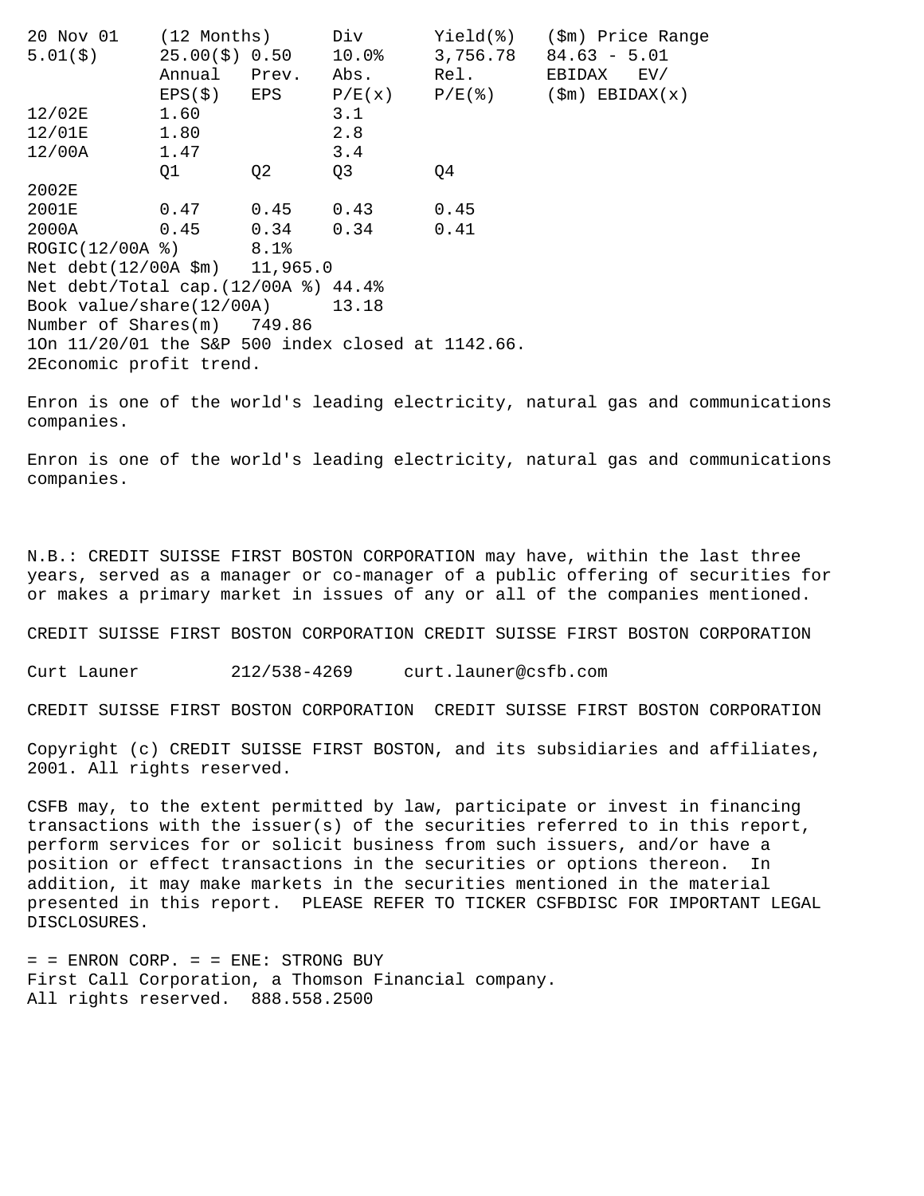| | | | | | |
|---|---|---|---|---|---|
| 20 Nov 01 | (12 Months) | | Div | Yield(%) | ($m) Price Range |
| 5.01($) | 25.00($) | 0.50 | 10.0% | 3,756.78 | 84.63 - 5.01 |
| | Annual | Prev. | Abs. | Rel. | EBIDAX EV/ |
| | EPS($) | EPS | P/E(x) | P/E(%) | ($m) EBIDAX(x) |
| 12/02E | 1.60 | | 3.1 | | |
| 12/01E | 1.80 | | 2.8 | | |
| 12/00A | 1.47 | | 3.4 | | |
| | Q1 | Q2 | Q3 | Q4 | |
| 2002E | | | | | |
| 2001E | 0.47 | 0.45 | 0.43 | 0.45 | |
| 2000A | 0.45 | 0.34 | 0.34 | 0.41 | |

ROGIC(12/00A %) 8.1%
Net debt(12/00A $m) 11,965.0
Net debt/Total cap.(12/00A %) 44.4%
Book value/share(12/00A) 13.18
Number of Shares(m) 749.86
1On 11/20/01 the S&P 500 index closed at 1142.66.
2Economic profit trend.

Enron is one of the world's leading electricity, natural gas and communications companies.

Enron is one of the world's leading electricity, natural gas and communications companies.

N.B.: CREDIT SUISSE FIRST BOSTON CORPORATION may have, within the last three years, served as a manager or co-manager of a public offering of securities for or makes a primary market in issues of any or all of the companies mentioned.

CREDIT SUISSE FIRST BOSTON CORPORATION CREDIT SUISSE FIRST BOSTON CORPORATION

Curt Launer 212/538-4269 curt.launer@csfb.com

CREDIT SUISSE FIRST BOSTON CORPORATION CREDIT SUISSE FIRST BOSTON CORPORATION

Copyright (c) CREDIT SUISSE FIRST BOSTON, and its subsidiaries and affiliates, 2001. All rights reserved.

CSFB may, to the extent permitted by law, participate or invest in financing transactions with the issuer(s) of the securities referred to in this report, perform services for or solicit business from such issuers, and/or have a position or effect transactions in the securities or options thereon. In addition, it may make markets in the securities mentioned in the material presented in this report. PLEASE REFER TO TICKER CSFBDISC FOR IMPORTANT LEGAL DISCLOSURES.

= = ENRON CORP. = = ENE: STRONG BUY
First Call Corporation, a Thomson Financial company.
All rights reserved. 888.558.2500